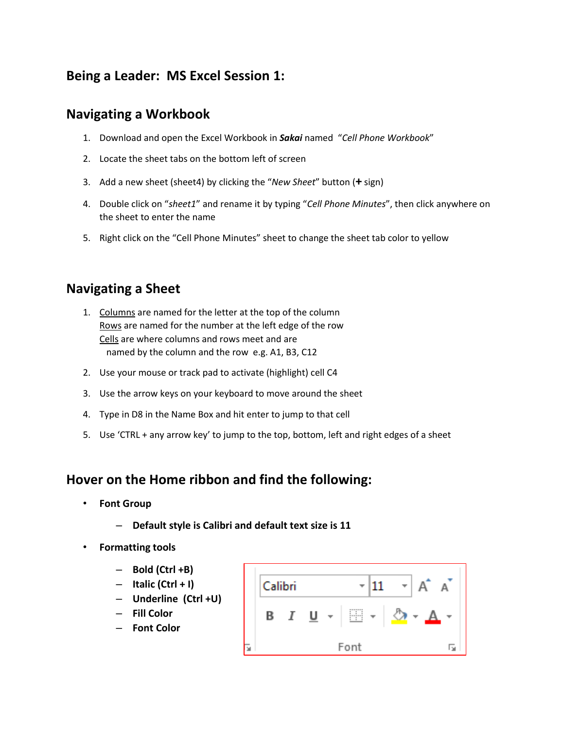# Being a Leader: MS Excel Session 1:

## Navigating a Workbook

1. Download and open the Excel Workbook in ***Sakai*** named "*Cell Phone Workbook*"
2. Locate the sheet tabs on the bottom left of screen
3. Add a new sheet (sheet4) by clicking the "*New Sheet*" button (**+** sign)
4. Double click on "*sheet1*" and rename it by typing "*Cell Phone Minutes*", then click anywhere on the sheet to enter the name
5. Right click on the "Cell Phone Minutes" sheet to change the sheet tab color to yellow

## Navigating a Sheet

1. <u>Columns</u> are named for the letter at the top of the column
   <u>Rows</u> are named for the number at the left edge of the row
   <u>Cells</u> are where columns and rows meet and are
   named by the column and the row e.g. A1, B3, C12
2. Use your mouse or track pad to activate (highlight) cell C4
3. Use the arrow keys on your keyboard to move around the sheet
4. Type in D8 in the Name Box and hit enter to jump to that cell
5. Use 'CTRL + any arrow key' to jump to the top, bottom, left and right edges of a sheet

## Hover on the Home ribbon and find the following:

- **Font Group**
  - **Default style is Calibri and default text size is 11**
- **Formatting tools**
  - **Bold (Ctrl +B)**
  - **Italic (Ctrl + I)**
  - **Underline (Ctrl +U)**
  - **Fill Color**
  - **Font Color**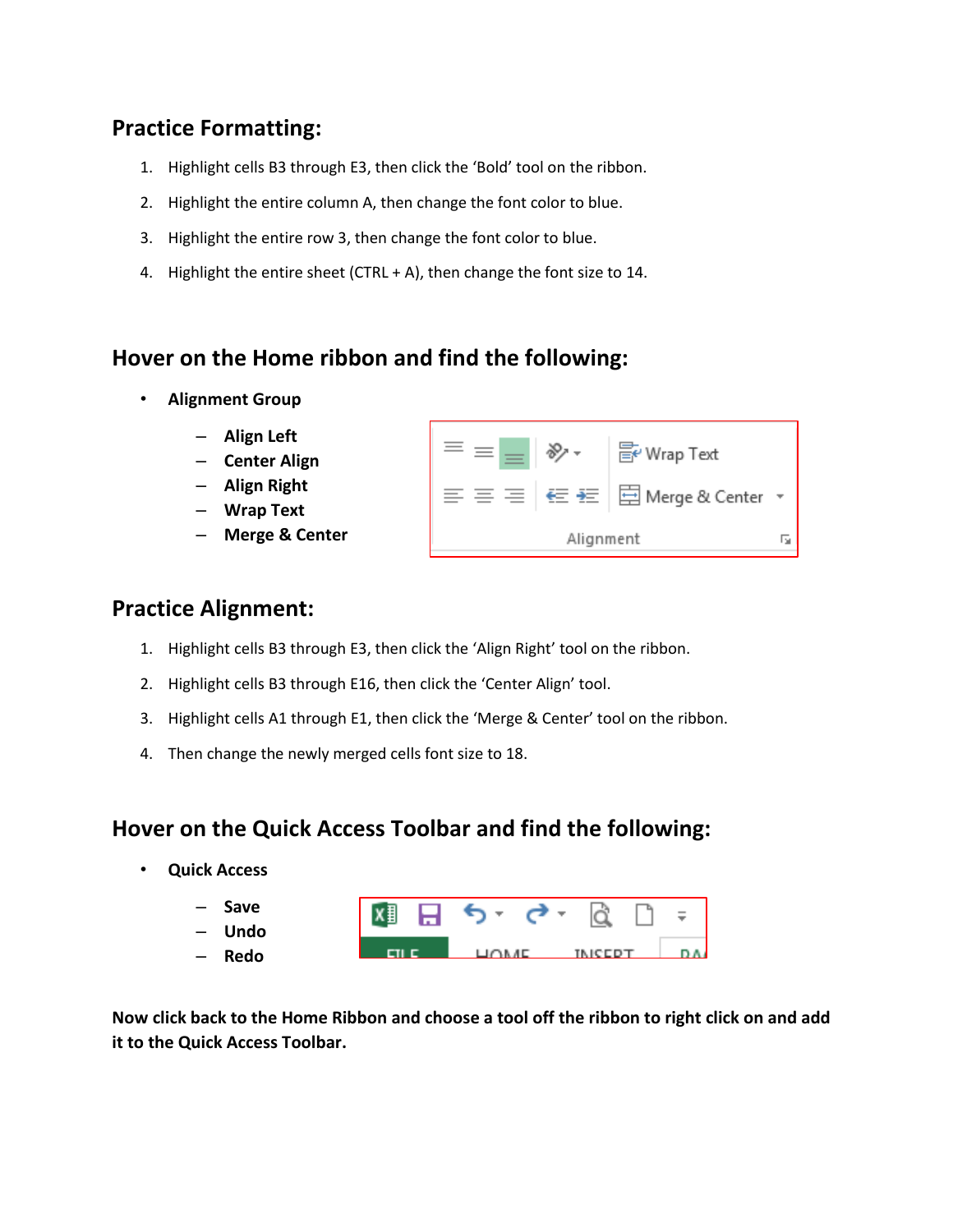## Practice Formatting:

1. Highlight cells B3 through E3, then click the 'Bold' tool on the ribbon.
2. Highlight the entire column A, then change the font color to blue.
3. Highlight the entire row 3, then change the font color to blue.
4. Highlight the entire sheet (CTRL + A), then change the font size to 14.

## Hover on the Home ribbon and find the following:

- **Alignment Group**
  - **Align Left**
  - **Center Align**
  - **Align Right**
  - **Wrap Text**
  - **Merge & Center**

## Practice Alignment:

1. Highlight cells B3 through E3, then click the 'Align Right' tool on the ribbon.
2. Highlight cells B3 through E16, then click the 'Center Align' tool.
3. Highlight cells A1 through E1, then click the 'Merge & Center' tool on the ribbon.
4. Then change the newly merged cells font size to 18.

## Hover on the Quick Access Toolbar and find the following:

- **Quick Access**
  - **Save**
  - **Undo**
  - **Redo**

**Now click back to the Home Ribbon and choose a tool off the ribbon to right click on and add it to the Quick Access Toolbar.**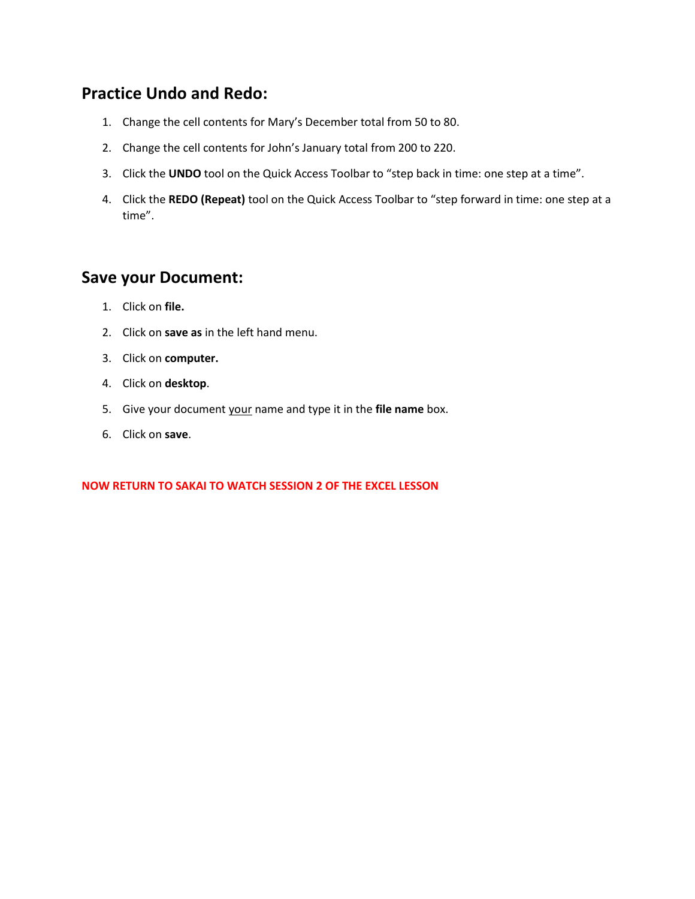## Practice Undo and Redo:

1. Change the cell contents for Mary's December total from 50 to 80.
2. Change the cell contents for John's January total from 200 to 220.
3. Click the **UNDO** tool on the Quick Access Toolbar to "step back in time: one step at a time".
4. Click the **REDO (Repeat)** tool on the Quick Access Toolbar to "step forward in time: one step at a time".

## Save your Document:

1. Click on **file.**
2. Click on **save as** in the left hand menu.
3. Click on **computer.**
4. Click on **desktop**.
5. Give your document <u>your</u> name and type it in the **file name** box.
6. Click on **save**.

**NOW RETURN TO SAKAI TO WATCH SESSION 2 OF THE EXCEL LESSON**